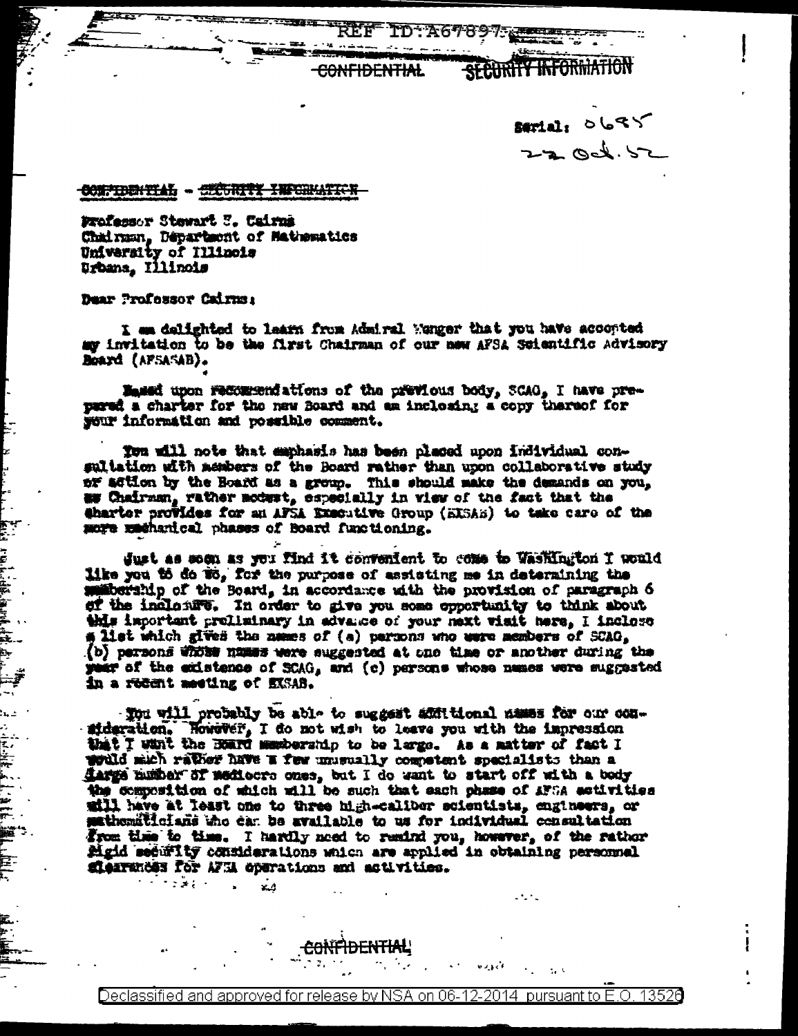REF ID:A67897

CONFIDENTIAL SECURITY INFORMATION

Serial: 0685
22 Oct. 52

~~CONFIDENTIAL - SECURITY INFORMATION~~

Professor Stewart S. Cairns
Chairman, Department of Mathematics
University of Illinois
Urbana, Illinois

Dear Professor Cairns:

I am delighted to learn from Admiral Wenger that you have accepted my invitation to be the first Chairman of our new AFSA Scientific Advisory Board (AFSASAB).

Based upon recommendations of the previous body, SCAG, I have prepared a charter for the new Board and am inclosing a copy thereof for your information and possible comment.

You will note that emphasis has been placed upon individual consultation with members of the Board rather than upon collaborative study or action by the Board as a group. This should make the demands on you, as Chairman, rather modest, especially in view of the fact that the charter provides for an AFSA Executive Group (EXSAB) to take care of the more mechanical phases of Board functioning.

Just as soon as you find it convenient to come to Washington I would like you to do so, for the purpose of assisting me in determining the membership of the Board, in accordance with the provision of paragraph 6 of the inclosure. In order to give you some opportunity to think about this important preliminary in advance of your next visit here, I inclose a list which gives the names of (a) persons who were members of SCAG, (b) persons whose names were suggested at one time or another during the year of the existence of SCAG, and (c) persons whose names were suggested in a recent meeting of EXSAB.

You will probably be able to suggest additional names for our consideration. However, I do not wish to leave you with the impression that I want the Board membership to be large. As a matter of fact I would much rather have a few unusually competent specialists than a large number of mediocre ones, but I do want to start off with a body the composition of which will be such that each phase of AFSA activities will have at least one to three high-caliber scientists, engineers, or mathematicians who can be available to us for individual consultation from time to time. I hardly need to remind you, however, of the rather rigid security considerations which are applied in obtaining personnel clearances for AFSA operations and activities.

CONFIDENTIAL

Declassified and approved for release by NSA on 06-12-2014 pursuant to E.O. 13526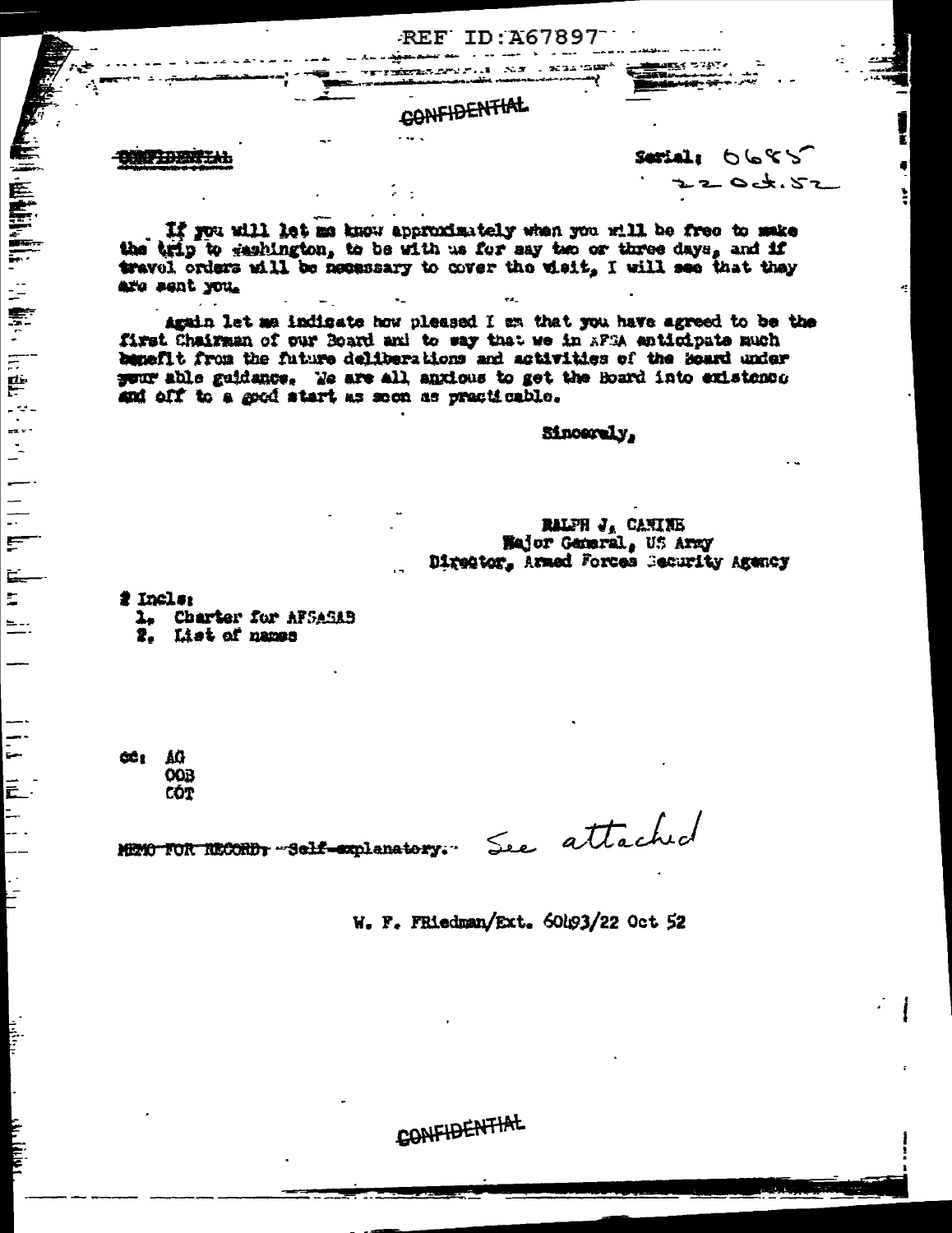CONFIDENTIAL

CONFIDENTIAL

Serial: 0685
22 Oct. 52

If you will let me know approximately when you will be free to make the trip to Washington, to be with us for say two or three days, and if travel orders will be necessary to cover the visit, I will see that they are sent you.

Again let me indicate how pleased I am that you have agreed to be the first Chairman of our Board and to say that we in AFSA anticipate much benefit from the future deliberations and activities of the Board under your able guidance. We are all anxious to get the Board into existence and off to a good start as soon as practicable.

Sincerely,

RALPH J. CANINE
Major General, US Army
Director, Armed Forces Security Agency

2 Incls:
1. Charter for AFSASAB
2. List of names

cc: AG
OOB
COT

~~MEMO FOR RECORD: Self-explanatory.~~ See attached

W. F. FRiedman/Ext. 60493/22 Oct 52

CONFIDENTIAL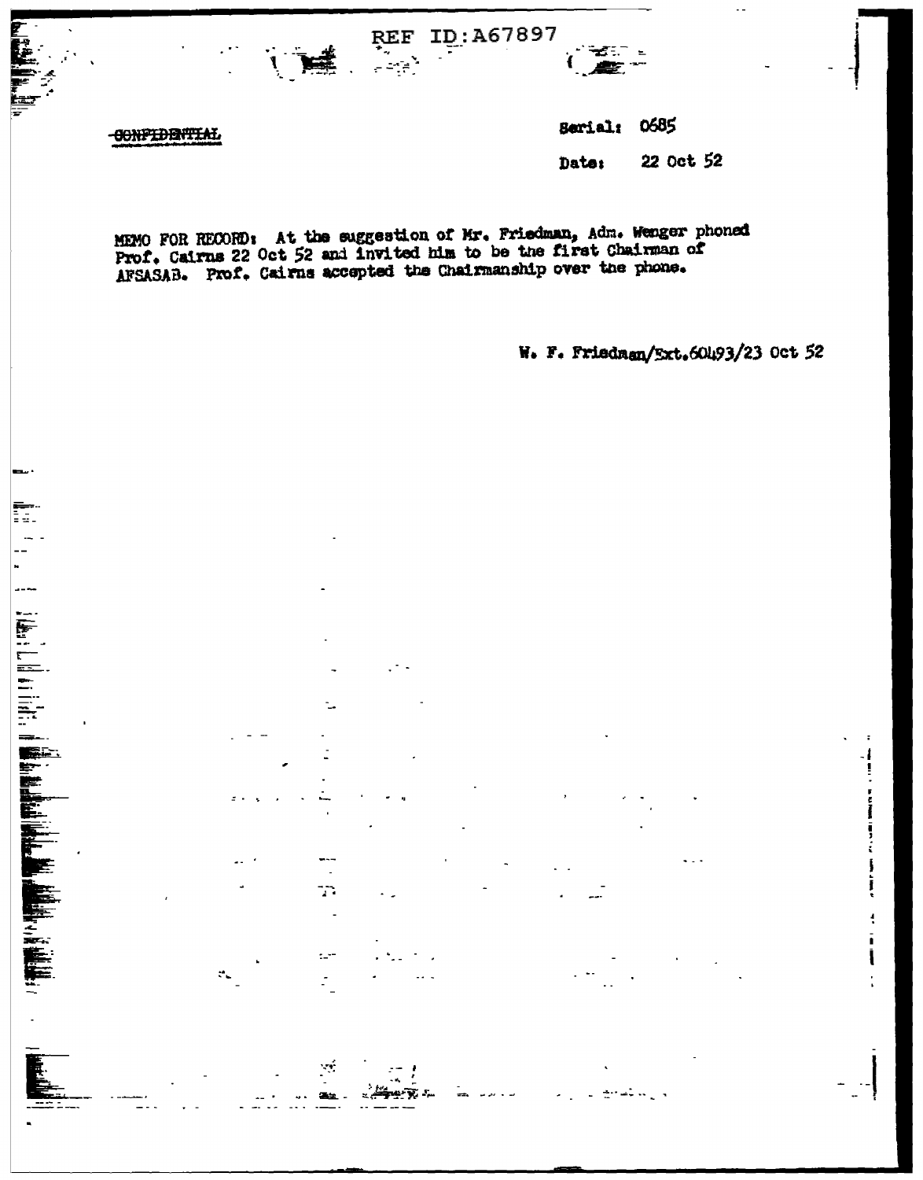~~CONFIDENTIAL~~

Serial: 0685

Date: 22 Oct 52

MEMO FOR RECORD: At the suggestion of Mr. Friedman, Adm. Wenger phoned Prof. Cairns 22 Oct 52 and invited him to be the first Chairman of AFSASAB. Prof. Cairns accepted the Chairmanship over the phone.

W. F. Friedman/Ext.60493/23 Oct 52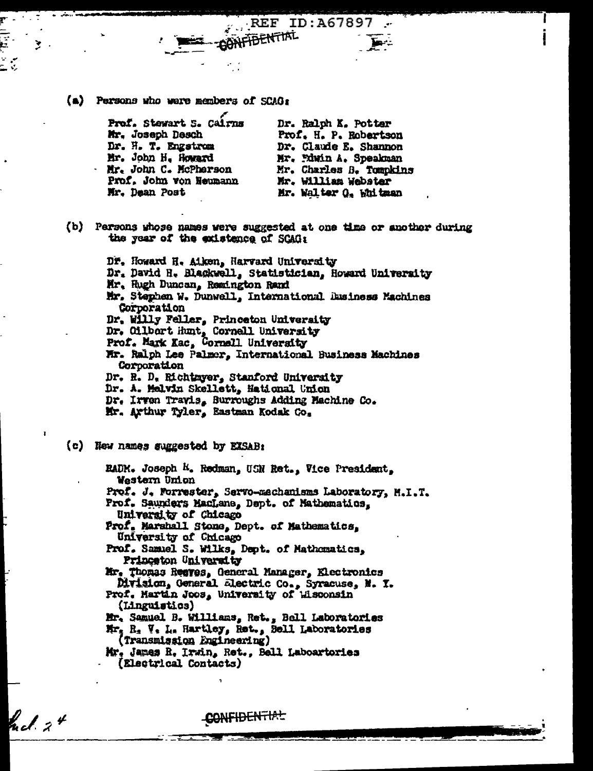REF ID:A67897

CONFIDENTIAL

(a) Persons who were members of SCAG:

Prof. Stewart S. Cairns
Mr. Joseph Desch
Dr. H. T. Engstrom
Mr. John H. Howard
Mr. John C. McPherson
Prof. John von Neumann
Mr. Dean Post
Dr. Ralph K. Potter
Prof. H. P. Robertson
Dr. Claude E. Shannon
Mr. Edwin A. Speakman
Mr. Charles B. Tompkins
Mr. William Webster
Mr. Walter G. Whitman

(b) Persons whose names were suggested at one time or another during the year of the existence of SCAG:

Dr. Howard H. Aiken, Harvard University
Dr. David H. Blackwell, Statistician, Howard University
Mr. Hugh Duncan, Remington Rand
Mr. Stephen W. Dunwell, International Business Machines Corporation
Dr. Willy Feller, Princeton University
Dr. Gilbert Hunt, Cornell University
Prof. Mark Kac, Cornell University
Mr. Ralph Lee Palmer, International Business Machines Corporation
Dr. R. D. Richtmyer, Stanford University
Dr. A. Melvin Skellett, National Union
Dr. Irven Travis, Burroughs Adding Machine Co.
Mr. Arthur Tyler, Eastman Kodak Co.

(c) New names suggested by EXSAB:

RADM. Joseph R. Redman, USN Ret., Vice President, Western Union
Prof. J. Forrester, Servo-mechanisms Laboratory, M.I.T.
Prof. Saunders MacLane, Dept. of Mathematics, University of Chicago
Prof. Marshall Stone, Dept. of Mathematics, University of Chicago
Prof. Samuel S. Wilks, Dept. of Mathematics, Princeton University
Mr. Thomas Reeves, General Manager, Electronics Division, General Electric Co., Syracuse, N. Y.
Prof. Martin Joos, University of Wisconsin (Linguistics)
Mr. Samuel B. Williams, Ret., Bell Laboratories
Mr. R. V. L. Hartley, Ret., Bell Laboratories (Transmission Engineering)
Mr. James R. Irwin, Ret., Bell Laboartories (Electrical Contacts)

Incl. 24

CONFIDENTIAL